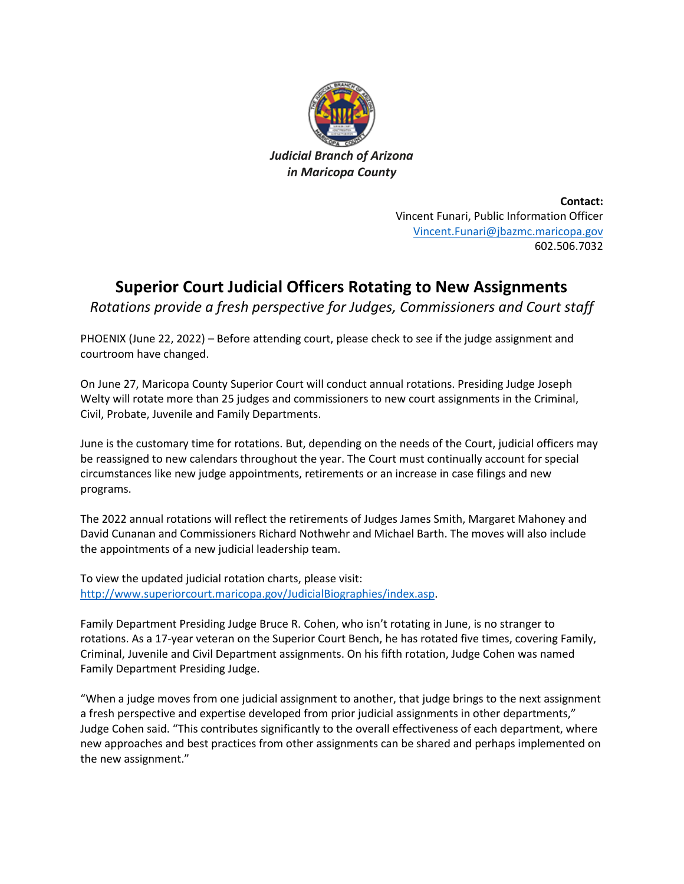*Judicial Branch of Arizona in Maricopa County*

**Contact:**
Vincent Funari, Public Information Officer
Vincent.Funari@jbazmc.maricopa.gov
602.506.7032

# Superior Court Judicial Officers Rotating to New Assignments

*Rotations provide a fresh perspective for Judges, Commissioners and Court staff*

PHOENIX (June 22, 2022) – Before attending court, please check to see if the judge assignment and courtroom have changed.

On June 27, Maricopa County Superior Court will conduct annual rotations. Presiding Judge Joseph Welty will rotate more than 25 judges and commissioners to new court assignments in the Criminal, Civil, Probate, Juvenile and Family Departments.

June is the customary time for rotations. But, depending on the needs of the Court, judicial officers may be reassigned to new calendars throughout the year. The Court must continually account for special circumstances like new judge appointments, retirements or an increase in case filings and new programs.

The 2022 annual rotations will reflect the retirements of Judges James Smith, Margaret Mahoney and David Cunanan and Commissioners Richard Nothwehr and Michael Barth. The moves will also include the appointments of a new judicial leadership team.

To view the updated judicial rotation charts, please visit: http://www.superiorcourt.maricopa.gov/JudicialBiographies/index.asp.

Family Department Presiding Judge Bruce R. Cohen, who isn't rotating in June, is no stranger to rotations. As a 17-year veteran on the Superior Court Bench, he has rotated five times, covering Family, Criminal, Juvenile and Civil Department assignments. On his fifth rotation, Judge Cohen was named Family Department Presiding Judge.

"When a judge moves from one judicial assignment to another, that judge brings to the next assignment a fresh perspective and expertise developed from prior judicial assignments in other departments," Judge Cohen said. "This contributes significantly to the overall effectiveness of each department, where new approaches and best practices from other assignments can be shared and perhaps implemented on the new assignment."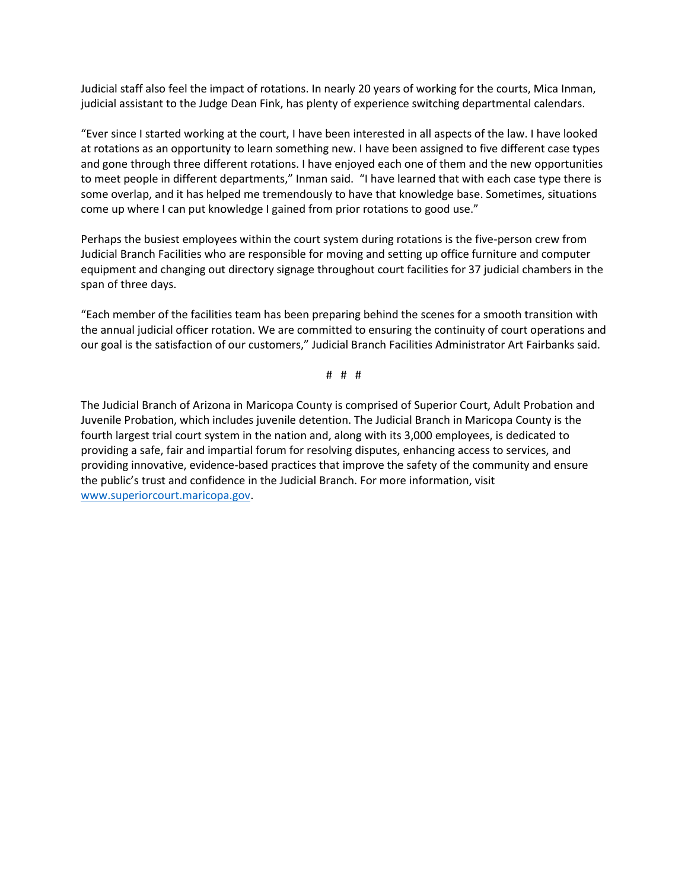Judicial staff also feel the impact of rotations. In nearly 20 years of working for the courts, Mica Inman, judicial assistant to the Judge Dean Fink, has plenty of experience switching departmental calendars.

"Ever since I started working at the court, I have been interested in all aspects of the law. I have looked at rotations as an opportunity to learn something new. I have been assigned to five different case types and gone through three different rotations. I have enjoyed each one of them and the new opportunities to meet people in different departments," Inman said. "I have learned that with each case type there is some overlap, and it has helped me tremendously to have that knowledge base. Sometimes, situations come up where I can put knowledge I gained from prior rotations to good use."

Perhaps the busiest employees within the court system during rotations is the five-person crew from Judicial Branch Facilities who are responsible for moving and setting up office furniture and computer equipment and changing out directory signage throughout court facilities for 37 judicial chambers in the span of three days.

"Each member of the facilities team has been preparing behind the scenes for a smooth transition with the annual judicial officer rotation. We are committed to ensuring the continuity of court operations and our goal is the satisfaction of our customers," Judicial Branch Facilities Administrator Art Fairbanks said.

# # #

The Judicial Branch of Arizona in Maricopa County is comprised of Superior Court, Adult Probation and Juvenile Probation, which includes juvenile detention. The Judicial Branch in Maricopa County is the fourth largest trial court system in the nation and, along with its 3,000 employees, is dedicated to providing a safe, fair and impartial forum for resolving disputes, enhancing access to services, and providing innovative, evidence-based practices that improve the safety of the community and ensure the public's trust and confidence in the Judicial Branch. For more information, visit [www.superiorcourt.maricopa.gov](http://www.superiorcourt.maricopa.gov).